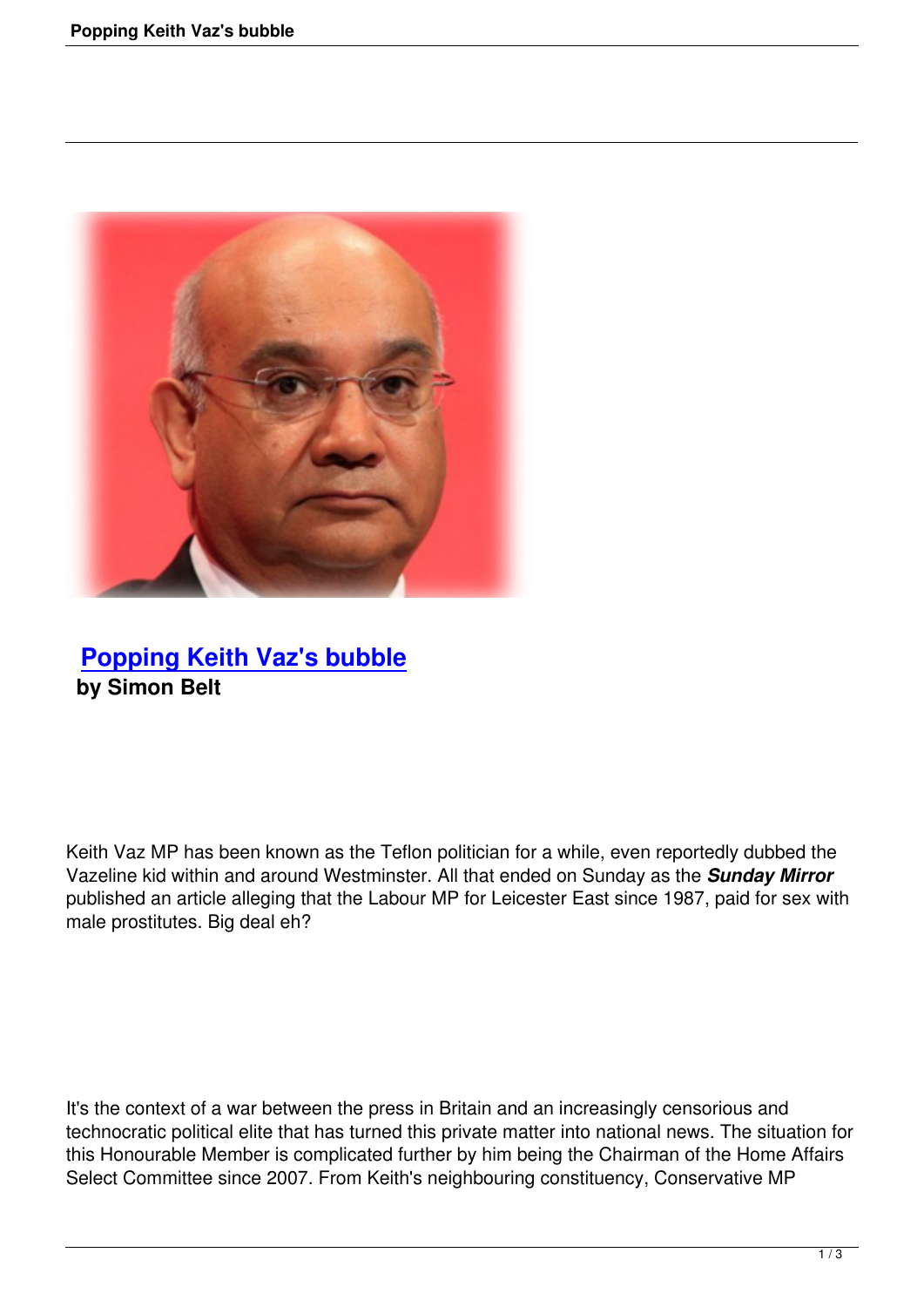# Popping Keith Vaz's bubble

**by Simon Belt**

Keith Vaz MP has been known as the Teflon politician for a while, even reportedly dubbed the Vazeline kid within and around Westminster. All that ended on Sunday as the ***Sunday Mirror*** published an article alleging that the Labour MP for Leicester East since 1987, paid for sex with male prostitutes. Big deal eh?

It's the context of a war between the press in Britain and an increasingly censorious and technocratic political elite that has turned this private matter into national news. The situation for this Honourable Member is complicated further by him being the Chairman of the Home Affairs Select Committee since 2007. From Keith's neighbouring constituency, Conservative MP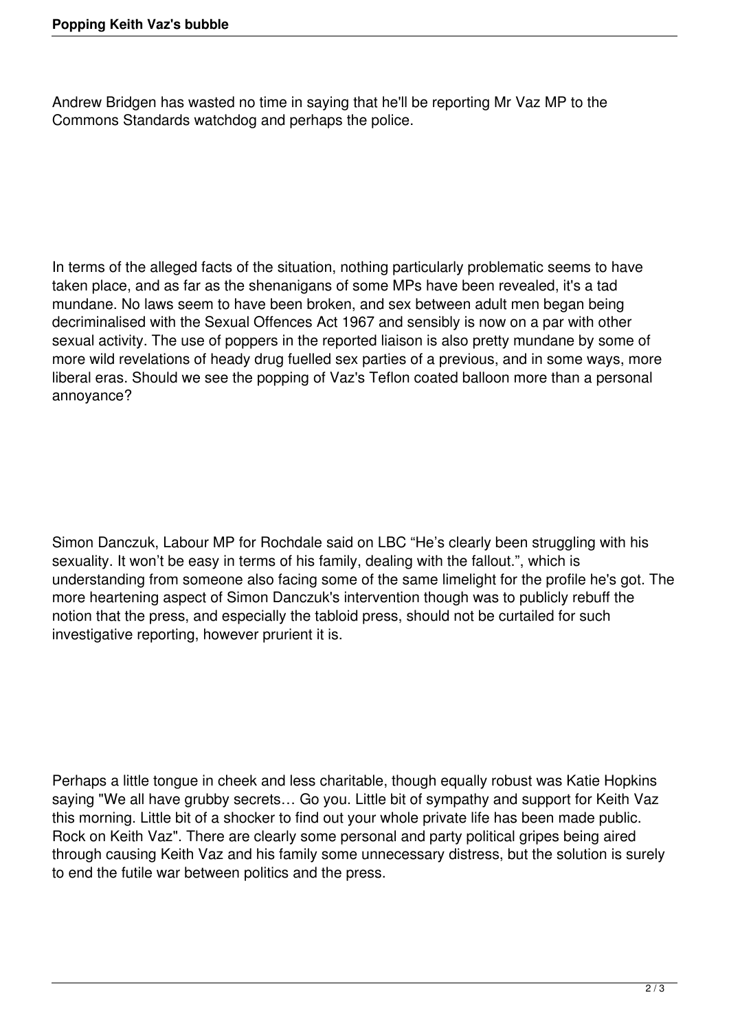Andrew Bridgen has wasted no time in saying that he'll be reporting Mr Vaz MP to the Commons Standards watchdog and perhaps the police.

In terms of the alleged facts of the situation, nothing particularly problematic seems to have taken place, and as far as the shenanigans of some MPs have been revealed, it's a tad mundane. No laws seem to have been broken, and sex between adult men began being decriminalised with the Sexual Offences Act 1967 and sensibly is now on a par with other sexual activity. The use of poppers in the reported liaison is also pretty mundane by some of more wild revelations of heady drug fuelled sex parties of a previous, and in some ways, more liberal eras. Should we see the popping of Vaz's Teflon coated balloon more than a personal annoyance?

Simon Danczuk, Labour MP for Rochdale said on LBC "He's clearly been struggling with his sexuality. It won't be easy in terms of his family, dealing with the fallout.", which is understanding from someone also facing some of the same limelight for the profile he's got. The more heartening aspect of Simon Danczuk's intervention though was to publicly rebuff the notion that the press, and especially the tabloid press, should not be curtailed for such investigative reporting, however prurient it is.

Perhaps a little tongue in cheek and less charitable, though equally robust was Katie Hopkins saying "We all have grubby secrets… Go you. Little bit of sympathy and support for Keith Vaz this morning. Little bit of a shocker to find out your whole private life has been made public. Rock on Keith Vaz". There are clearly some personal and party political gripes being aired through causing Keith Vaz and his family some unnecessary distress, but the solution is surely to end the futile war between politics and the press.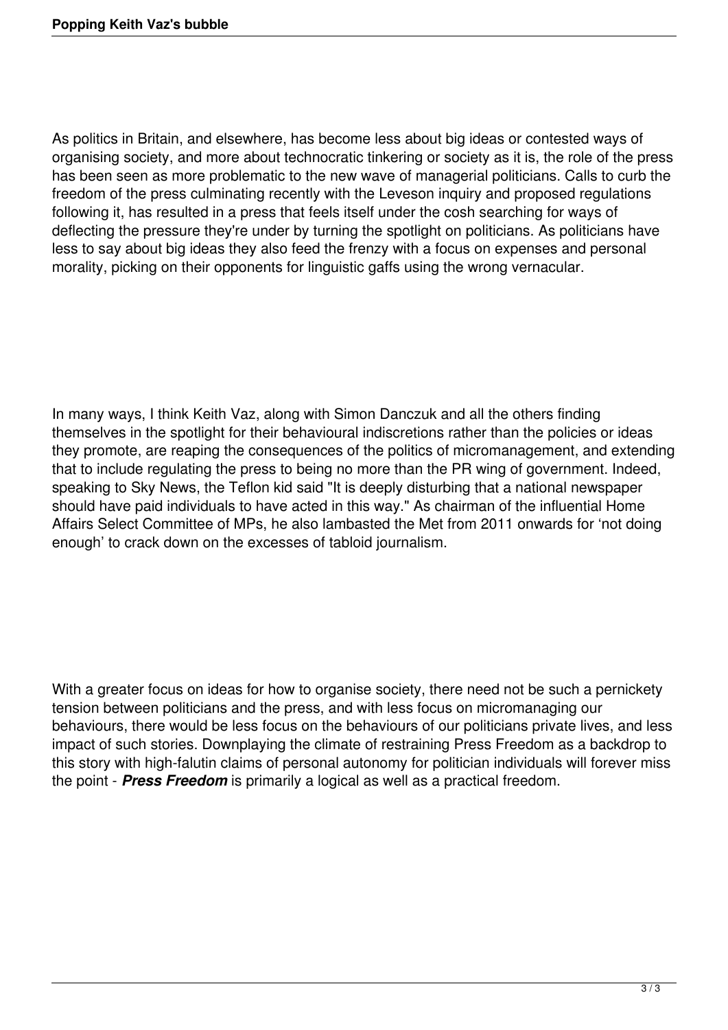As politics in Britain, and elsewhere, has become less about big ideas or contested ways of organising society, and more about technocratic tinkering or society as it is, the role of the press has been seen as more problematic to the new wave of managerial politicians. Calls to curb the freedom of the press culminating recently with the Leveson inquiry and proposed regulations following it, has resulted in a press that feels itself under the cosh searching for ways of deflecting the pressure they're under by turning the spotlight on politicians. As politicians have less to say about big ideas they also feed the frenzy with a focus on expenses and personal morality, picking on their opponents for linguistic gaffs using the wrong vernacular.

In many ways, I think Keith Vaz, along with Simon Danczuk and all the others finding themselves in the spotlight for their behavioural indiscretions rather than the policies or ideas they promote, are reaping the consequences of the politics of micromanagement, and extending that to include regulating the press to being no more than the PR wing of government. Indeed, speaking to Sky News, the Teflon kid said "It is deeply disturbing that a national newspaper should have paid individuals to have acted in this way." As chairman of the influential Home Affairs Select Committee of MPs, he also lambasted the Met from 2011 onwards for 'not doing enough' to crack down on the excesses of tabloid journalism.

With a greater focus on ideas for how to organise society, there need not be such a pernickety tension between politicians and the press, and with less focus on micromanaging our behaviours, there would be less focus on the behaviours of our politicians private lives, and less impact of such stories. Downplaying the climate of restraining Press Freedom as a backdrop to this story with high-falutin claims of personal autonomy for politician individuals will forever miss the point - ***Press Freedom*** is primarily a logical as well as a practical freedom.